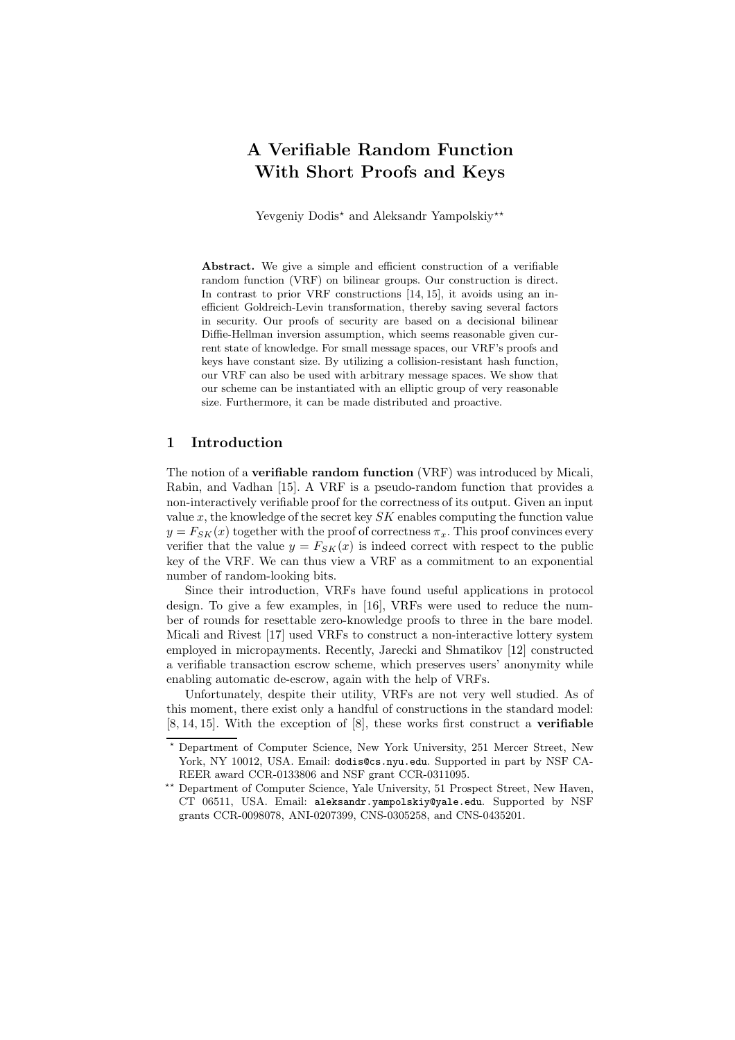# A Verifiable Random Function With Short Proofs and Keys

Yevgeniy Dodis[⋆] and Aleksandr Yampolskiy[⋆⋆]

**Abstract.** We give a simple and efficient construction of a verifiable random function (VRF) on bilinear groups. Our construction is direct. In contrast to prior VRF constructions [14, 15], it avoids using an inefficient Goldreich-Levin transformation, thereby saving several factors in security. Our proofs of security are based on a decisional bilinear Diffie-Hellman inversion assumption, which seems reasonable given current state of knowledge. For small message spaces, our VRF's proofs and keys have constant size. By utilizing a collision-resistant hash function, our VRF can also be used with arbitrary message spaces. We show that our scheme can be instantiated with an elliptic group of very reasonable size. Furthermore, it can be made distributed and proactive.

## 1 Introduction

The notion of a **verifiable random function** (VRF) was introduced by Micali, Rabin, and Vadhan [15]. A VRF is a pseudo-random function that provides a non-interactively verifiable proof for the correctness of its output. Given an input value $x$, the knowledge of the secret key $SK$ enables computing the function value $y = F_{SK}(x)$ together with the proof of correctness $\pi_x$. This proof convinces every verifier that the value $y = F_{SK}(x)$ is indeed correct with respect to the public key of the VRF. We can thus view a VRF as a commitment to an exponential number of random-looking bits.

Since their introduction, VRFs have found useful applications in protocol design. To give a few examples, in [16], VRFs were used to reduce the number of rounds for resettable zero-knowledge proofs to three in the bare model. Micali and Rivest [17] used VRFs to construct a non-interactive lottery system employed in micropayments. Recently, Jarecki and Shmatikov [12] constructed a verifiable transaction escrow scheme, which preserves users' anonymity while enabling automatic de-escrow, again with the help of VRFs.

Unfortunately, despite their utility, VRFs are not very well studied. As of this moment, there exist only a handful of constructions in the standard model: [8, 14, 15]. With the exception of [8], these works first construct a **verifiable**

[⋆] Department of Computer Science, New York University, 251 Mercer Street, New York, NY 10012, USA. Email: dodis@cs.nyu.edu. Supported in part by NSF CAREER award CCR-0133806 and NSF grant CCR-0311095.

[⋆⋆] Department of Computer Science, Yale University, 51 Prospect Street, New Haven, CT 06511, USA. Email: aleksandr.yampolskiy@yale.edu. Supported by NSF grants CCR-0098078, ANI-0207399, CNS-0305258, and CNS-0435201.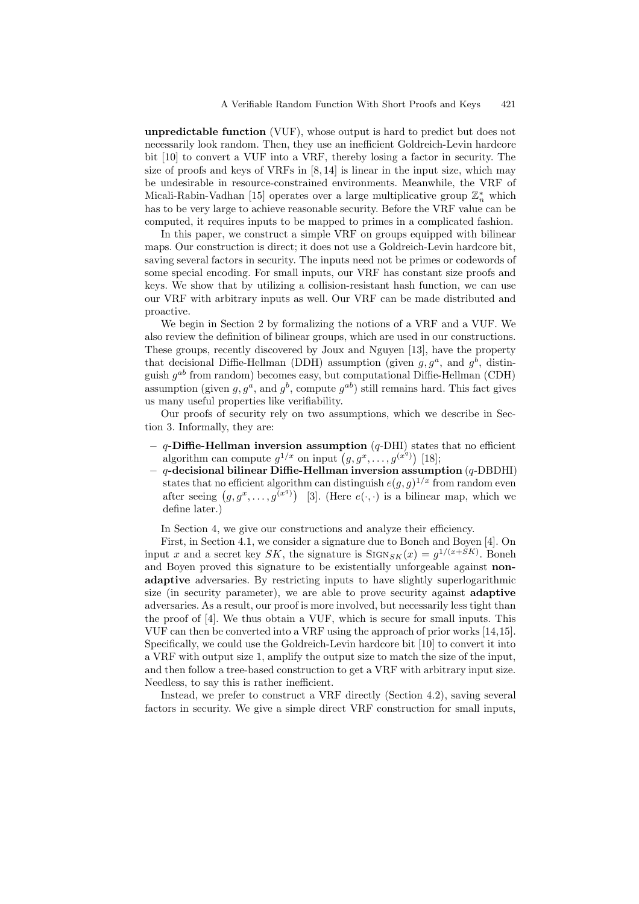**unpredictable function** (VUF), whose output is hard to predict but does not necessarily look random. Then, they use an inefficient Goldreich-Levin hardcore bit [10] to convert a VUF into a VRF, thereby losing a factor in security. The size of proofs and keys of VRFs in [8, 14] is linear in the input size, which may be undesirable in resource-constrained environments. Meanwhile, the VRF of Micali-Rabin-Vadhan [15] operates over a large multiplicative group $\mathbb{Z}_n^*$ which has to be very large to achieve reasonable security. Before the VRF value can be computed, it requires inputs to be mapped to primes in a complicated fashion.

In this paper, we construct a simple VRF on groups equipped with bilinear maps. Our construction is direct; it does not use a Goldreich-Levin hardcore bit, saving several factors in security. The inputs need not be primes or codewords of some special encoding. For small inputs, our VRF has constant size proofs and keys. We show that by utilizing a collision-resistant hash function, we can use our VRF with arbitrary inputs as well. Our VRF can be made distributed and proactive.

We begin in Section 2 by formalizing the notions of a VRF and a VUF. We also review the definition of bilinear groups, which are used in our constructions. These groups, recently discovered by Joux and Nguyen [13], have the property that decisional Diffie-Hellman (DDH) assumption (given $g, g^a$, and $g^b$, distinguish $g^{ab}$ from random) becomes easy, but computational Diffie-Hellman (CDH) assumption (given $g, g^a$, and $g^b$, compute $g^{ab}$) still remains hard. This fact gives us many useful properties like verifiability.

Our proofs of security rely on two assumptions, which we describe in Section 3. Informally, they are:

- $q$**-Diffie-Hellman inversion assumption** ($q$-DHI) states that no efficient algorithm can compute $g^{1/x}$ on input $\left(g, g^x, \ldots, g^{(x^q)}\right)$ [18];
- $q$**-decisional bilinear Diffie-Hellman inversion assumption** ($q$-DBDHI) states that no efficient algorithm can distinguish $e(g,g)^{1/x}$ from random even after seeing $\left(g, g^x, \ldots, g^{(x^q)}\right)$ [3]. (Here $e(\cdot,\cdot)$ is a bilinear map, which we define later.)

In Section 4, we give our constructions and analyze their efficiency.

First, in Section 4.1, we consider a signature due to Boneh and Boyen [4]. On input $x$ and a secret key $SK$, the signature is $\text{Sign}_{SK}(x) = g^{1/(x+SK)}$. Boneh and Boyen proved this signature to be existentially unforgeable against **non-adaptive** adversaries. By restricting inputs to have slightly superlogarithmic size (in security parameter), we are able to prove security against **adaptive** adversaries. As a result, our proof is more involved, but necessarily less tight than the proof of [4]. We thus obtain a VUF, which is secure for small inputs. This VUF can then be converted into a VRF using the approach of prior works [14,15]. Specifically, we could use the Goldreich-Levin hardcore bit [10] to convert it into a VRF with output size 1, amplify the output size to match the size of the input, and then follow a tree-based construction to get a VRF with arbitrary input size. Needless, to say this is rather inefficient.

Instead, we prefer to construct a VRF directly (Section 4.2), saving several factors in security. We give a simple direct VRF construction for small inputs,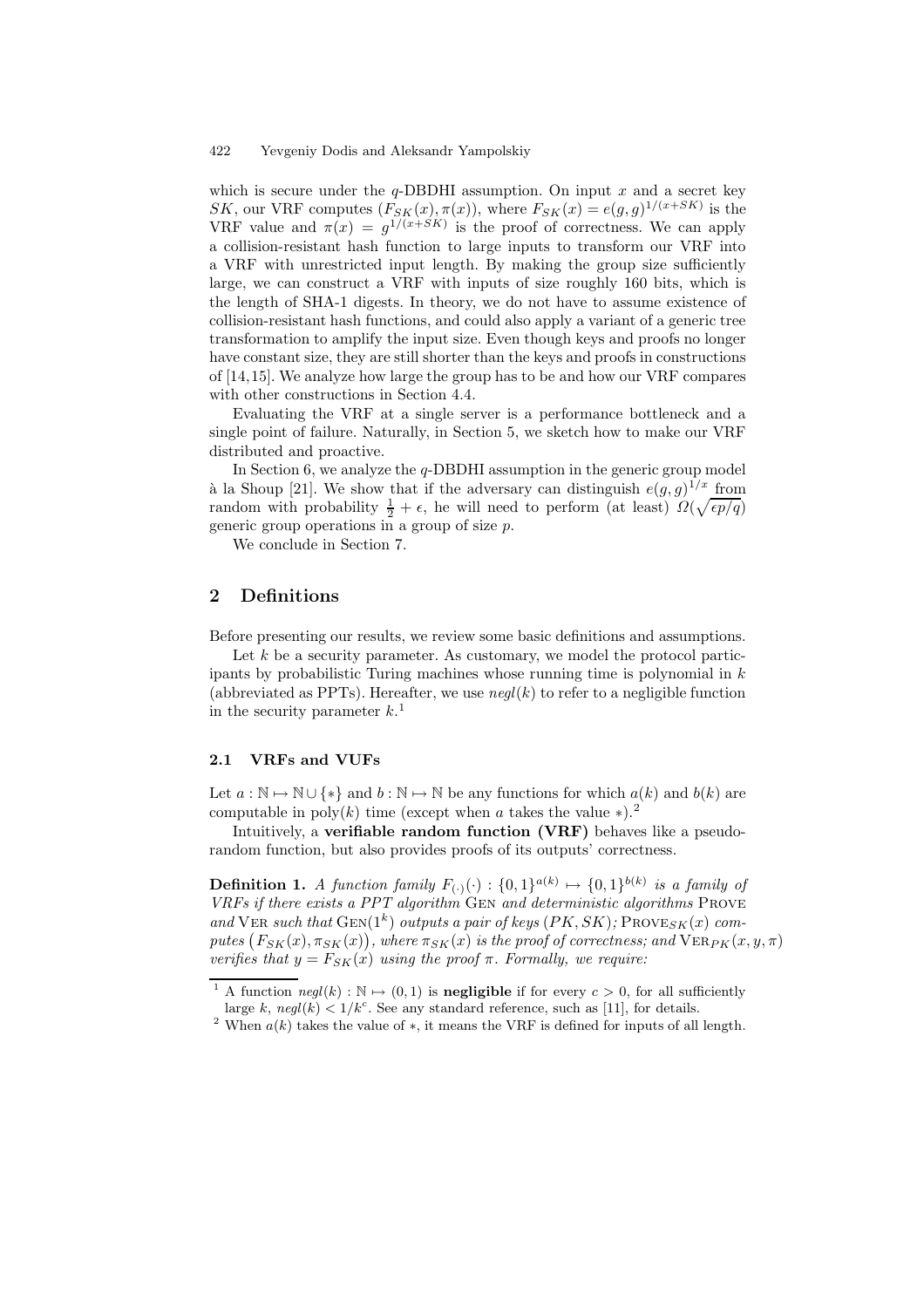which is secure under the $q$-DBDHI assumption. On input $x$ and a secret key $SK$, our VRF computes $(F_{SK}(x), \pi(x))$, where $F_{SK}(x) = e(g,g)^{1/(x+SK)}$ is the VRF value and $\pi(x) = g^{1/(x+SK)}$ is the proof of correctness. We can apply a collision-resistant hash function to large inputs to transform our VRF into a VRF with unrestricted input length. By making the group size sufficiently large, we can construct a VRF with inputs of size roughly 160 bits, which is the length of SHA-1 digests. In theory, we do not have to assume existence of collision-resistant hash functions, and could also apply a variant of a generic tree transformation to amplify the input size. Even though keys and proofs no longer have constant size, they are still shorter than the keys and proofs in constructions of [14,15]. We analyze how large the group has to be and how our VRF compares with other constructions in Section 4.4.

Evaluating the VRF at a single server is a performance bottleneck and a single point of failure. Naturally, in Section 5, we sketch how to make our VRF distributed and proactive.

In Section 6, we analyze the $q$-DBDHI assumption in the generic group model à la Shoup [21]. We show that if the adversary can distinguish $e(g,g)^{1/x}$ from random with probability $\frac{1}{2} + \epsilon$, he will need to perform (at least) $\Omega(\sqrt{\epsilon p/q})$ generic group operations in a group of size $p$.

We conclude in Section 7.

## 2 Definitions

Before presenting our results, we review some basic definitions and assumptions.

Let $k$ be a security parameter. As customary, we model the protocol participants by probabilistic Turing machines whose running time is polynomial in $k$ (abbreviated as PPTs). Hereafter, we use $negl(k)$ to refer to a negligible function in the security parameter $k$.[1]

### 2.1 VRFs and VUFs

Let $a : \mathbb{N} \mapsto \mathbb{N} \cup \{*\}$ and $b : \mathbb{N} \mapsto \mathbb{N}$ be any functions for which $a(k)$ and $b(k)$ are computable in poly($k$) time (except when $a$ takes the value $*$).[2]

Intuitively, a **verifiable random function (VRF)** behaves like a pseudorandom function, but also provides proofs of its outputs' correctness.

**Definition 1.** *A function family $F_{(\cdot)}(\cdot) : \{0,1\}^{a(k)} \mapsto \{0,1\}^{b(k)}$ is a family of VRFs if there exists a PPT algorithm* Gen *and deterministic algorithms* Prove *and* Ver *such that* $\text{Gen}(1^k)$ *outputs a pair of keys $(PK, SK)$;* $\text{Prove}_{SK}(x)$ *computes $\big(F_{SK}(x), \pi_{SK}(x)\big)$, where $\pi_{SK}(x)$ is the proof of correctness; and* $\text{Ver}_{PK}(x, y, \pi)$ *verifies that $y = F_{SK}(x)$ using the proof $\pi$. Formally, we require:*

---

[1] A function $negl(k) : \mathbb{N} \mapsto (0,1)$ is **negligible** if for every $c > 0$, for all sufficiently large $k$, $negl(k) < 1/k^c$. See any standard reference, such as [11], for details.

[2] When $a(k)$ takes the value of $*$, it means the VRF is defined for inputs of all length.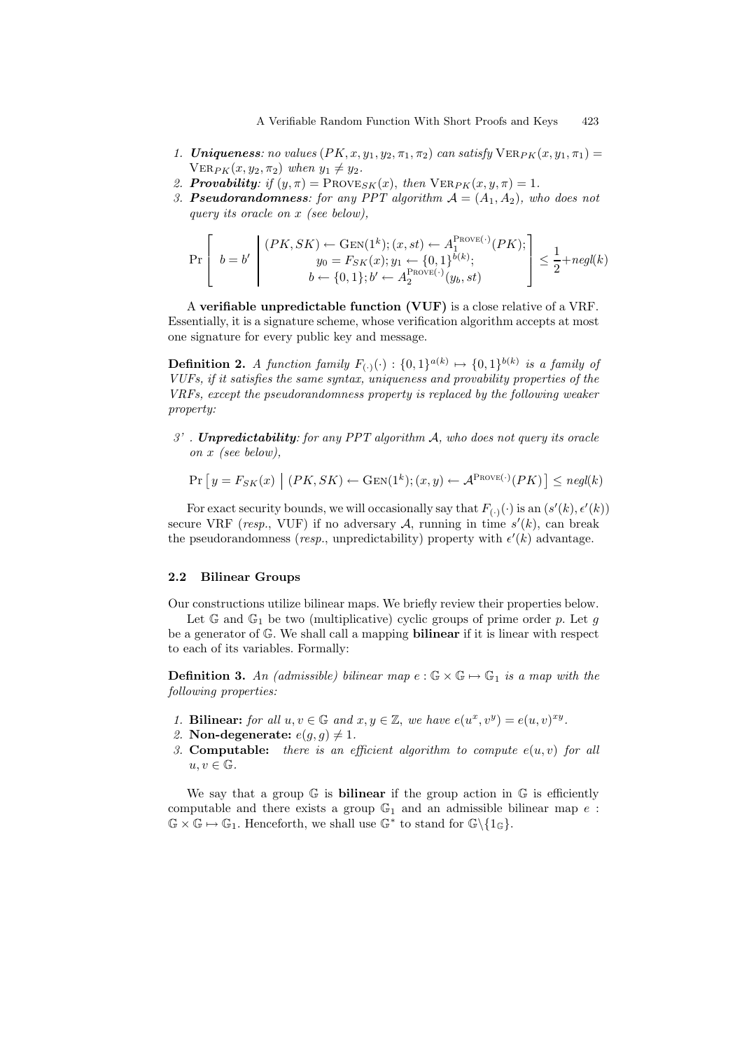1. ***Uniqueness***: *no values* $(PK, x, y_1, y_2, \pi_1, \pi_2)$ *can satisfy* $\text{Ver}_{PK}(x, y_1, \pi_1) = \text{Ver}_{PK}(x, y_2, \pi_2)$ *when* $y_1 \neq y_2$.
2. ***Provability***: *if* $(y, \pi) = \text{Prove}_{SK}(x)$, *then* $\text{Ver}_{PK}(x, y, \pi) = 1$.
3. ***Pseudorandomness***: *for any PPT algorithm* $\mathcal{A} = (A_1, A_2)$, *who does not query its oracle on* $x$ *(see below),*

$$\Pr\left[\; b = b' \;\middle|\; \begin{array}{c} (PK, SK) \leftarrow \text{Gen}(1^k); (x, st) \leftarrow A_1^{\text{Prove}(\cdot)}(PK); \\ y_0 = F_{SK}(x); y_1 \leftarrow \{0,1\}^{b(k)}; \\ b \leftarrow \{0,1\}; b' \leftarrow A_2^{\text{Prove}(\cdot)}(y_b, st) \end{array} \right] \leq \frac{1}{2} + negl(k)$$

A **verifiable unpredictable function (VUF)** is a close relative of a VRF. Essentially, it is a signature scheme, whose verification algorithm accepts at most one signature for every public key and message.

**Definition 2.** *A function family* $F_{(\cdot)}(\cdot) : \{0,1\}^{a(k)} \mapsto \{0,1\}^{b(k)}$ *is a family of VUFs, if it satisfies the same syntax, uniqueness and provability properties of the VRFs, except the pseudorandomness property is replaced by the following weaker property:*

3'. ***Unpredictability***: *for any PPT algorithm* $\mathcal{A}$, *who does not query its oracle on* $x$ *(see below),*

$$\Pr\left[\, y = F_{SK}(x) \;\middle|\; (PK, SK) \leftarrow \text{Gen}(1^k); (x, y) \leftarrow \mathcal{A}^{\text{Prove}(\cdot)}(PK) \right] \leq negl(k)$$

For exact security bounds, we will occasionally say that $F_{(\cdot)}(\cdot)$ is an $(s'(k), \epsilon'(k))$ secure VRF (*resp.*, VUF) if no adversary $\mathcal{A}$, running in time $s'(k)$, can break the pseudorandomness (*resp.*, unpredictability) property with $\epsilon'(k)$ advantage.

### 2.2 Bilinear Groups

Our constructions utilize bilinear maps. We briefly review their properties below.

Let $\mathbb{G}$ and $\mathbb{G}_1$ be two (multiplicative) cyclic groups of prime order $p$. Let $g$ be a generator of $\mathbb{G}$. We shall call a mapping **bilinear** if it is linear with respect to each of its variables. Formally:

**Definition 3.** *An (admissible) bilinear map* $e : \mathbb{G} \times \mathbb{G} \mapsto \mathbb{G}_1$ *is a map with the following properties:*

1. **Bilinear:** *for all* $u, v \in \mathbb{G}$ *and* $x, y \in \mathbb{Z}$, *we have* $e(u^x, v^y) = e(u, v)^{xy}$.
2. **Non-degenerate:** $e(g, g) \neq 1$.
3. **Computable:** *there is an efficient algorithm to compute* $e(u, v)$ *for all* $u, v \in \mathbb{G}$.

We say that a group $\mathbb{G}$ is **bilinear** if the group action in $\mathbb{G}$ is efficiently computable and there exists a group $\mathbb{G}_1$ and an admissible bilinear map $e : \mathbb{G} \times \mathbb{G} \mapsto \mathbb{G}_1$. Henceforth, we shall use $\mathbb{G}^*$ to stand for $\mathbb{G} \backslash \{1_{\mathbb{G}}\}$.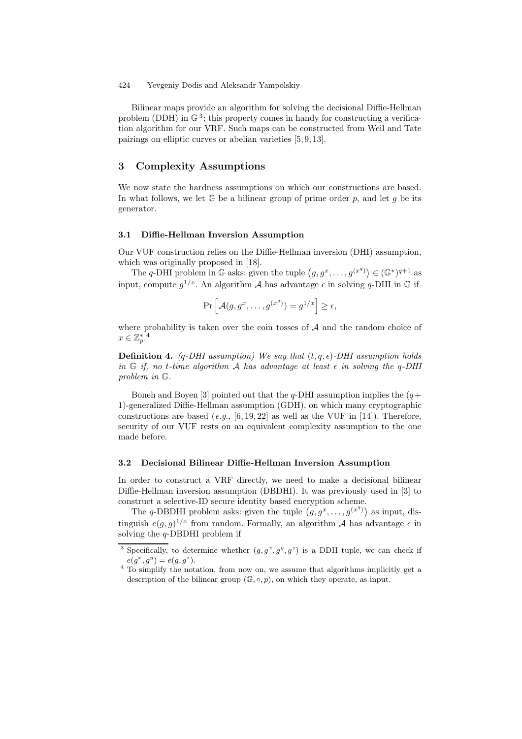Bilinear maps provide an algorithm for solving the decisional Diffie-Hellman problem (DDH) in $\mathbb{G}$[3]; this property comes in handy for constructing a verification algorithm for our VRF. Such maps can be constructed from Weil and Tate pairings on elliptic curves or abelian varieties [5, 9, 13].

## 3 Complexity Assumptions

We now state the hardness assumptions on which our constructions are based. In what follows, we let $\mathbb{G}$ be a bilinear group of prime order $p$, and let $g$ be its generator.

### 3.1 Diffie-Hellman Inversion Assumption

Our VUF construction relies on the Diffie-Hellman inversion (DHI) assumption, which was originally proposed in [18].

The $q$-DHI problem in $\mathbb{G}$ asks: given the tuple $\left(g, g^x, \ldots, g^{(x^q)}\right) \in (\mathbb{G}^*)^{q+1}$ as input, compute $g^{1/x}$. An algorithm $\mathcal{A}$ has advantage $\epsilon$ in solving $q$-DHI in $\mathbb{G}$ if

$$\Pr\left[\mathcal{A}(g, g^x, \ldots, g^{(x^q)}) = g^{1/x}\right] \geq \epsilon,$$

where probability is taken over the coin tosses of $\mathcal{A}$ and the random choice of $x \in \mathbb{Z}_p^*$.[4]

**Definition 4.** *($q$-DHI assumption) We say that $(t, q, \epsilon)$-DHI assumption holds in $\mathbb{G}$ if, no $t$-time algorithm $\mathcal{A}$ has advantage at least $\epsilon$ in solving the $q$-DHI problem in $\mathbb{G}$.*

Boneh and Boyen [3] pointed out that the $q$-DHI assumption implies the $(q+1)$-generalized Diffie-Hellman assumption (GDH), on which many cryptographic constructions are based (*e.g.*, [6, 19, 22] as well as the VUF in [14]). Therefore, security of our VUF rests on an equivalent complexity assumption to the one made before.

### 3.2 Decisional Bilinear Diffie-Hellman Inversion Assumption

In order to construct a VRF directly, we need to make a decisional bilinear Diffie-Hellman inversion assumption (DBDHI). It was previously used in [3] to construct a selective-ID secure identity based encryption scheme.

The $q$-DBDHI problem asks: given the tuple $\left(g, g^x, \ldots, g^{(x^q)}\right)$ as input, distinguish $e(g, g)^{1/x}$ from random. Formally, an algorithm $\mathcal{A}$ has advantage $\epsilon$ in solving the $q$-DBDHI problem if

---

[3] Specifically, to determine whether $(g, g^x, g^y, g^z)$ is a DDH tuple, we can check if $e(g^x, g^y) = e(g, g^z)$.

[4] To simplify the notation, from now on, we assume that algorithms implicitly get a description of the bilinear group $(\mathbb{G}, \circ, p)$, on which they operate, as input.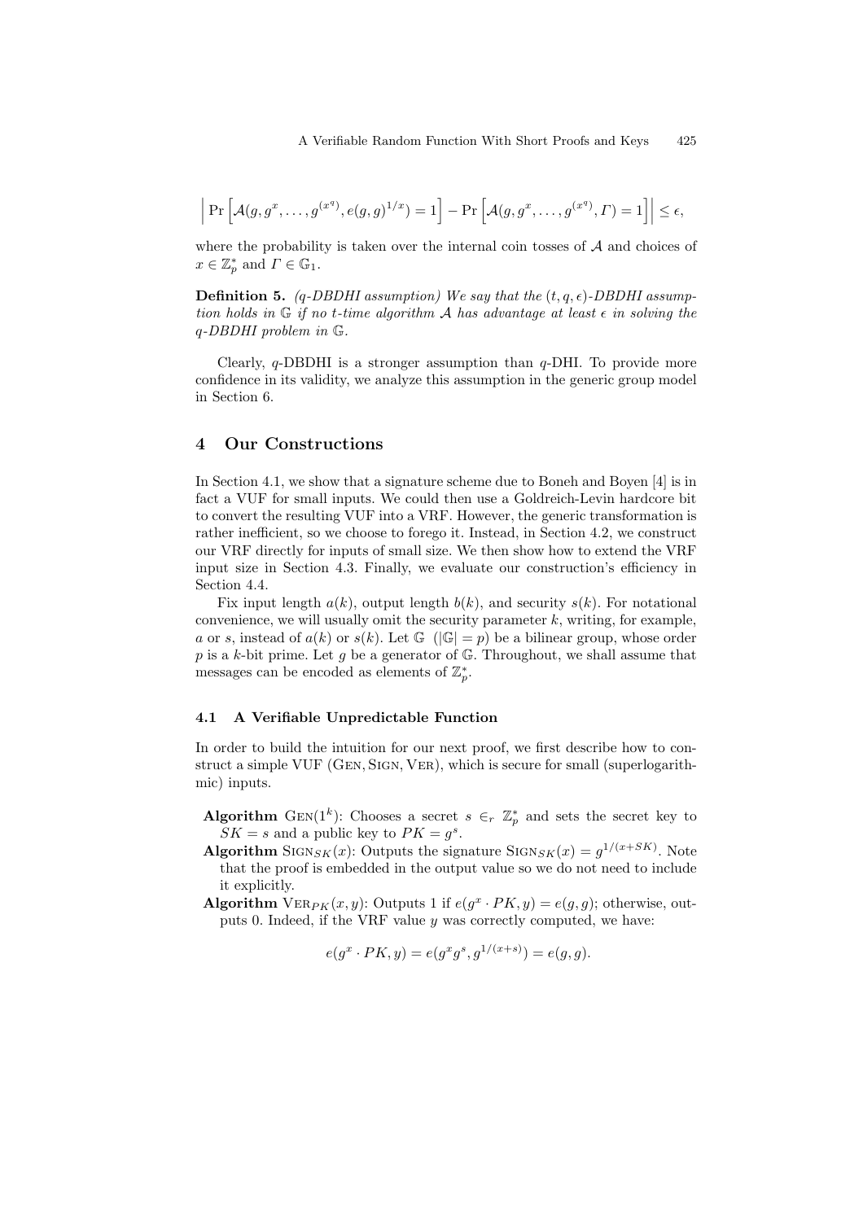$$\left| \Pr\left[\mathcal{A}(g, g^x, \ldots, g^{(x^q)}, e(g,g)^{1/x}) = 1\right] - \Pr\left[\mathcal{A}(g, g^x, \ldots, g^{(x^q)}, \Gamma) = 1\right] \right| \leq \epsilon,$$

where the probability is taken over the internal coin tosses of $\mathcal{A}$ and choices of $x \in \mathbb{Z}_p^*$ and $\Gamma \in \mathbb{G}_1$.

**Definition 5.** *($q$-DBDHI assumption) We say that the $(t, q, \epsilon)$-DBDHI assumption holds in $\mathbb{G}$ if no $t$-time algorithm $\mathcal{A}$ has advantage at least $\epsilon$ in solving the $q$-DBDHI problem in $\mathbb{G}$.*

Clearly, $q$-DBDHI is a stronger assumption than $q$-DHI. To provide more confidence in its validity, we analyze this assumption in the generic group model in Section 6.

## 4 Our Constructions

In Section 4.1, we show that a signature scheme due to Boneh and Boyen [4] is in fact a VUF for small inputs. We could then use a Goldreich-Levin hardcore bit to convert the resulting VUF into a VRF. However, the generic transformation is rather inefficient, so we choose to forego it. Instead, in Section 4.2, we construct our VRF directly for inputs of small size. We then show how to extend the VRF input size in Section 4.3. Finally, we evaluate our construction's efficiency in Section 4.4.

Fix input length $a(k)$, output length $b(k)$, and security $s(k)$. For notational convenience, we will usually omit the security parameter $k$, writing, for example, $a$ or $s$, instead of $a(k)$ or $s(k)$. Let $\mathbb{G}$ $(|\mathbb{G}| = p)$ be a bilinear group, whose order $p$ is a $k$-bit prime. Let $g$ be a generator of $\mathbb{G}$. Throughout, we shall assume that messages can be encoded as elements of $\mathbb{Z}_p^*$.

### 4.1 A Verifiable Unpredictable Function

In order to build the intuition for our next proof, we first describe how to construct a simple VUF (Gen, Sign, Ver), which is secure for small (superlogarithmic) inputs.

- **Algorithm** $\text{Gen}(1^k)$: Chooses a secret $s \in_r \mathbb{Z}_p^*$ and sets the secret key to $SK = s$ and a public key to $PK = g^s$.
- **Algorithm** $\text{Sign}_{SK}(x)$: Outputs the signature $\text{Sign}_{SK}(x) = g^{1/(x+SK)}$. Note that the proof is embedded in the output value so we do not need to include it explicitly.
- **Algorithm** $\text{Ver}_{PK}(x, y)$: Outputs 1 if $e(g^x \cdot PK, y) = e(g, g)$; otherwise, outputs 0. Indeed, if the VRF value $y$ was correctly computed, we have:

$$e(g^x \cdot PK, y) = e(g^x g^s, g^{1/(x+s)}) = e(g, g).$$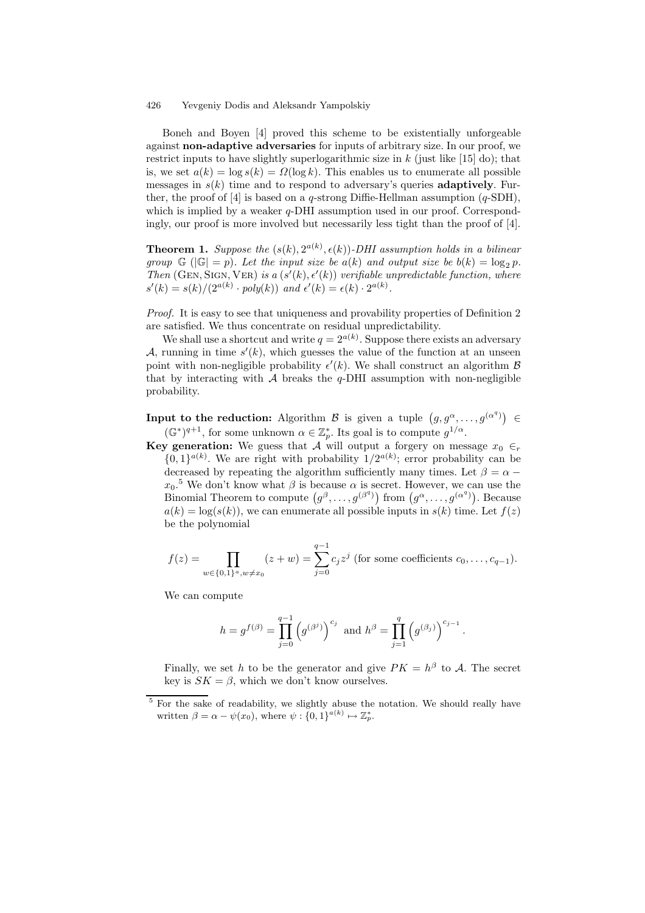Boneh and Boyen [4] proved this scheme to be existentially unforgeable against **non-adaptive adversaries** for inputs of arbitrary size. In our proof, we restrict inputs to have slightly superlogarithmic size in $k$ (just like [15] do); that is, we set $a(k) = \log s(k) = \Omega(\log k)$. This enables us to enumerate all possible messages in $s(k)$ time and to respond to adversary's queries **adaptively**. Further, the proof of [4] is based on a $q$-strong Diffie-Hellman assumption ($q$-SDH), which is implied by a weaker $q$-DHI assumption used in our proof. Correspondingly, our proof is more involved but necessarily less tight than the proof of [4].

**Theorem 1.** *Suppose the $(s(k), 2^{a(k)}, \epsilon(k))$-DHI assumption holds in a bilinear group $\mathbb{G}$ ($|\mathbb{G}| = p$). Let the input size be $a(k)$ and output size be $b(k) = \log_2 p$. Then* (Gen, Sign, Ver) *is a $(s'(k), \epsilon'(k))$ verifiable unpredictable function, where $s'(k) = s(k)/(2^{a(k)} \cdot poly(k))$ and $\epsilon'(k) = \epsilon(k) \cdot 2^{a(k)}$.*

*Proof.* It is easy to see that uniqueness and provability properties of Definition 2 are satisfied. We thus concentrate on residual unpredictability.

We shall use a shortcut and write $q = 2^{a(k)}$. Suppose there exists an adversary $\mathcal{A}$, running in time $s'(k)$, which guesses the value of the function at an unseen point with non-negligible probability $\epsilon'(k)$. We shall construct an algorithm $\mathcal{B}$ that by interacting with $\mathcal{A}$ breaks the $q$-DHI assumption with non-negligible probability.

**Input to the reduction:** Algorithm $\mathcal{B}$ is given a tuple $\left(g, g^{\alpha}, \ldots, g^{(\alpha^q)}\right) \in (\mathbb{G}^*)^{q+1}$, for some unknown $\alpha \in \mathbb{Z}_p^*$. Its goal is to compute $g^{1/\alpha}$.

**Key generation:** We guess that $\mathcal{A}$ will output a forgery on message $x_0 \in_r \{0,1\}^{a(k)}$. We are right with probability $1/2^{a(k)}$; error probability can be decreased by repeating the algorithm sufficiently many times. Let $\beta = \alpha - x_0$.[5] We don't know what $\beta$ is because $\alpha$ is secret. However, we can use the Binomial Theorem to compute $\left(g^{\beta}, \ldots, g^{(\beta^q)}\right)$ from $\left(g^{\alpha}, \ldots, g^{(\alpha^q)}\right)$. Because $a(k) = \log(s(k))$, we can enumerate all possible inputs in $s(k)$ time. Let $f(z)$ be the polynomial

$$f(z) = \prod_{w \in \{0,1\}^a, w \neq x_0} (z + w) = \sum_{j=0}^{q-1} c_j z^j \text{ (for some coefficients } c_0, \ldots, c_{q-1}).$$

We can compute

$$h = g^{f(\beta)} = \prod_{j=0}^{q-1} \left(g^{(\beta^j)}\right)^{c_j} \text{ and } h^{\beta} = \prod_{j=1}^{q} \left(g^{(\beta_j)}\right)^{c_{j-1}}.$$

Finally, we set $h$ to be the generator and give $PK = h^{\beta}$ to $\mathcal{A}$. The secret key is $SK = \beta$, which we don't know ourselves.

---

[5] For the sake of readability, we slightly abuse the notation. We should really have written $\beta = \alpha - \psi(x_0)$, where $\psi : \{0,1\}^{a(k)} \mapsto \mathbb{Z}_p^*$.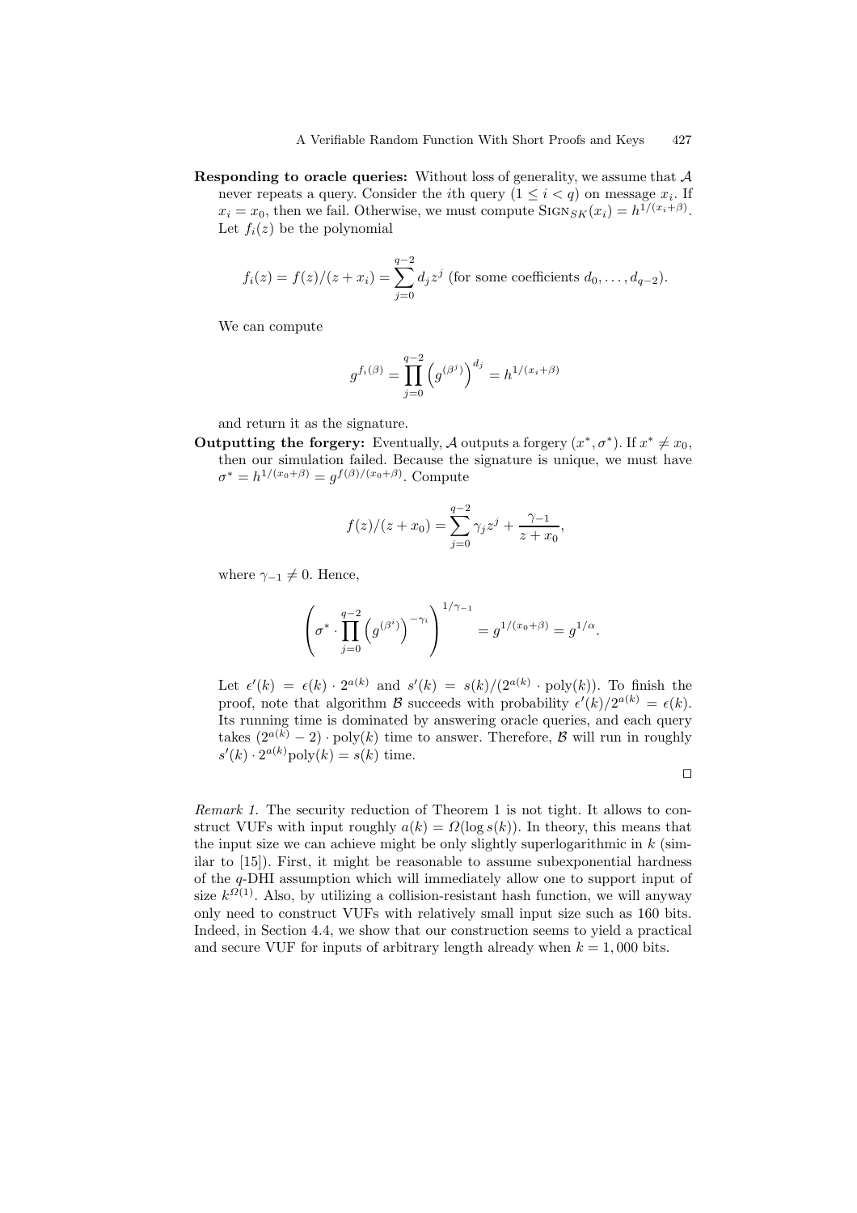**Responding to oracle queries:** Without loss of generality, we assume that $\mathcal{A}$ never repeats a query. Consider the $i$th query $(1 \leq i < q)$ on message $x_i$. If $x_i = x_0$, then we fail. Otherwise, we must compute $\text{Sign}_{SK}(x_i) = h^{1/(x_i+\beta)}$. Let $f_i(z)$ be the polynomial

$$f_i(z) = f(z)/(z + x_i) = \sum_{j=0}^{q-2} d_j z^j \text{ (for some coefficients } d_0, \ldots, d_{q-2}).$$

We can compute

$$g^{f_i(\beta)} = \prod_{j=0}^{q-2} \left(g^{(\beta^j)}\right)^{d_j} = h^{1/(x_i+\beta)}$$

and return it as the signature.

**Outputting the forgery:** Eventually, $\mathcal{A}$ outputs a forgery $(x^*, \sigma^*)$. If $x^* \neq x_0$, then our simulation failed. Because the signature is unique, we must have $\sigma^* = h^{1/(x_0+\beta)} = g^{f(\beta)/(x_0+\beta)}$. Compute

$$f(z)/(z + x_0) = \sum_{j=0}^{q-2} \gamma_j z^j + \frac{\gamma_{-1}}{z + x_0},$$

where $\gamma_{-1} \neq 0$. Hence,

$$\left(\sigma^* \cdot \prod_{j=0}^{q-2} \left(g^{(\beta^i)}\right)^{-\gamma_i}\right)^{1/\gamma_{-1}} = g^{1/(x_0+\beta)} = g^{1/\alpha}.$$

Let $\epsilon'(k) = \epsilon(k) \cdot 2^{a(k)}$ and $s'(k) = s(k)/(2^{a(k)} \cdot \text{poly}(k))$. To finish the proof, note that algorithm $\mathcal{B}$ succeeds with probability $\epsilon'(k)/2^{a(k)} = \epsilon(k)$. Its running time is dominated by answering oracle queries, and each query takes $(2^{a(k)} - 2) \cdot \text{poly}(k)$ time to answer. Therefore, $\mathcal{B}$ will run in roughly $s'(k) \cdot 2^{a(k)}\text{poly}(k) = s(k)$ time.

□

*Remark 1.* The security reduction of Theorem 1 is not tight. It allows to construct VUFs with input roughly $a(k) = \Omega(\log s(k))$. In theory, this means that the input size we can achieve might be only slightly superlogarithmic in $k$ (similar to [15]). First, it might be reasonable to assume subexponential hardness of the $q$-DHI assumption which will immediately allow one to support input of size $k^{\Omega(1)}$. Also, by utilizing a collision-resistant hash function, we will anyway only need to construct VUFs with relatively small input size such as 160 bits. Indeed, in Section 4.4, we show that our construction seems to yield a practical and secure VUF for inputs of arbitrary length already when $k = 1,000$ bits.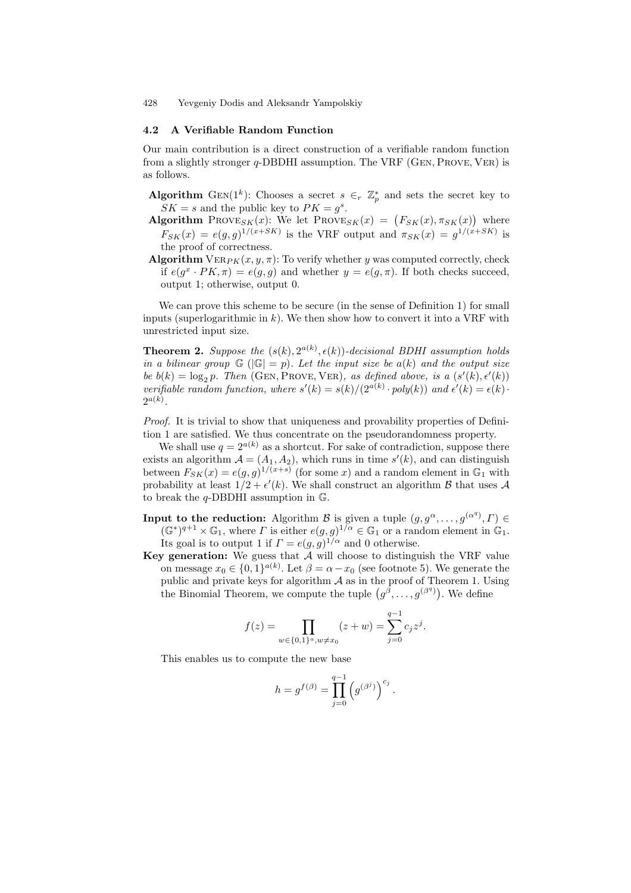### 4.2 A Verifiable Random Function

Our main contribution is a direct construction of a verifiable random function from a slightly stronger $q$-DBDHI assumption. The VRF (Gen, Prove, Ver) is as follows.

- **Algorithm** Gen$(1^k)$: Chooses a secret $s \in_r \mathbb{Z}_p^*$ and sets the secret key to $SK = s$ and the public key to $PK = g^s$.
- **Algorithm** Prove$_{SK}(x)$: We let Prove$_{SK}(x) = \big(F_{SK}(x), \pi_{SK}(x)\big)$ where $F_{SK}(x) = e(g,g)^{1/(x+SK)}$ is the VRF output and $\pi_{SK}(x) = g^{1/(x+SK)}$ is the proof of correctness.
- **Algorithm** Ver$_{PK}(x, y, \pi)$: To verify whether $y$ was computed correctly, check if $e(g^x \cdot PK, \pi) = e(g,g)$ and whether $y = e(g, \pi)$. If both checks succeed, output 1; otherwise, output 0.

We can prove this scheme to be secure (in the sense of Definition 1) for small inputs (superlogarithmic in $k$). We then show how to convert it into a VRF with unrestricted input size.

**Theorem 2.** *Suppose the $(s(k), 2^{a(k)}, \epsilon(k))$-decisional BDHI assumption holds in a bilinear group $\mathbb{G}$ ($|\mathbb{G}| = p$). Let the input size be $a(k)$ and the output size be $b(k) = \log_2 p$. Then* (Gen, Prove, Ver)*, as defined above, is a $(s'(k), \epsilon'(k))$ verifiable random function, where $s'(k) = s(k)/(2^{a(k)} \cdot poly(k))$ and $\epsilon'(k) = \epsilon(k) \cdot 2^{a(k)}$.*

*Proof.* It is trivial to show that uniqueness and provability properties of Definition 1 are satisfied. We thus concentrate on the pseudorandomness property.

We shall use $q = 2^{a(k)}$ as a shortcut. For sake of contradiction, suppose there exists an algorithm $\mathcal{A} = (A_1, A_2)$, which runs in time $s'(k)$, and can distinguish between $F_{SK}(x) = e(g,g)^{1/(x+s)}$ (for some $x$) and a random element in $\mathbb{G}_1$ with probability at least $1/2 + \epsilon'(k)$. We shall construct an algorithm $\mathcal{B}$ that uses $\mathcal{A}$ to break the $q$-DBDHI assumption in $\mathbb{G}$.

**Input to the reduction:** Algorithm $\mathcal{B}$ is given a tuple $(g, g^\alpha, \dots, g^{(\alpha^q)}, \Gamma) \in (\mathbb{G}^*)^{q+1} \times \mathbb{G}_1$, where $\Gamma$ is either $e(g,g)^{1/\alpha} \in \mathbb{G}_1$ or a random element in $\mathbb{G}_1$. Its goal is to output 1 if $\Gamma = e(g,g)^{1/\alpha}$ and 0 otherwise.

**Key generation:** We guess that $\mathcal{A}$ will choose to distinguish the VRF value on message $x_0 \in \{0,1\}^{a(k)}$. Let $\beta = \alpha - x_0$ (see footnote 5). We generate the public and private keys for algorithm $\mathcal{A}$ as in the proof of Theorem 1. Using the Binomial Theorem, we compute the tuple $\big(g^\beta, \dots, g^{(\beta^q)}\big)$. We define

$$f(z) = \prod_{w \in \{0,1\}^a, w \neq x_0} (z + w) = \sum_{j=0}^{q-1} c_j z^j.$$

This enables us to compute the new base

$$h = g^{f(\beta)} = \prod_{j=0}^{q-1} \left(g^{(\beta^j)}\right)^{c_j}.$$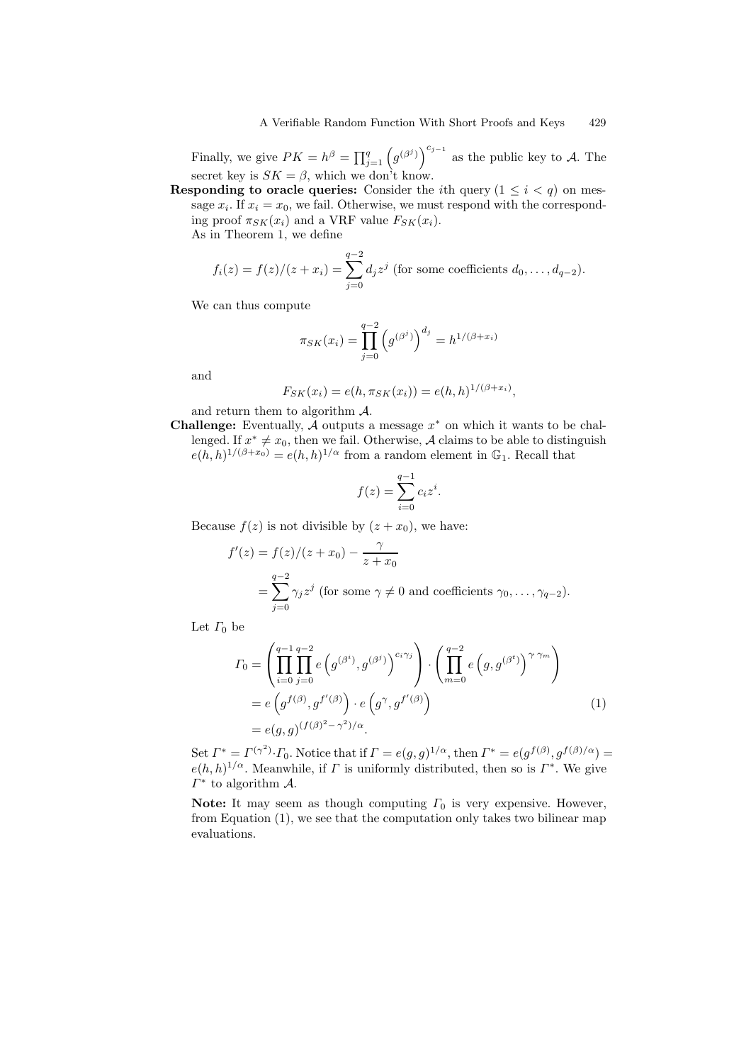Finally, we give $PK = h^\beta = \prod_{j=1}^{q} \left(g^{(\beta^j)}\right)^{c_{j-1}}$ as the public key to $\mathcal{A}$. The secret key is $SK = \beta$, which we don't know.

**Responding to oracle queries:** Consider the $i$th query ($1 \le i < q$) on message $x_i$. If $x_i = x_0$, we fail. Otherwise, we must respond with the corresponding proof $\pi_{SK}(x_i)$ and a VRF value $F_{SK}(x_i)$.

As in Theorem 1, we define

$$f_i(z) = f(z)/(z + x_i) = \sum_{j=0}^{q-2} d_j z^j \text{ (for some coefficients } d_0, \ldots, d_{q-2}).$$

We can thus compute

$$\pi_{SK}(x_i) = \prod_{j=0}^{q-2} \left(g^{(\beta^j)}\right)^{d_j} = h^{1/(\beta + x_i)}$$

and

$$F_{SK}(x_i) = e(h, \pi_{SK}(x_i)) = e(h, h)^{1/(\beta + x_i)},$$

and return them to algorithm $\mathcal{A}$.

**Challenge:** Eventually, $\mathcal{A}$ outputs a message $x^*$ on which it wants to be challenged. If $x^* \neq x_0$, then we fail. Otherwise, $\mathcal{A}$ claims to be able to distinguish $e(h,h)^{1/(\beta + x_0)} = e(h,h)^{1/\alpha}$ from a random element in $\mathbb{G}_1$. Recall that

$$f(z) = \sum_{i=0}^{q-1} c_i z^i.$$

Because $f(z)$ is not divisible by $(z + x_0)$, we have:

$$\begin{aligned} f'(z) &= f(z)/(z + x_0) - \frac{\gamma}{z + x_0} \\ &= \sum_{j=0}^{q-2} \gamma_j z^j \text{ (for some } \gamma \neq 0 \text{ and coefficients } \gamma_0, \ldots, \gamma_{q-2}). \end{aligned}$$

Let $\Gamma_0$ be

$$\begin{aligned} \Gamma_0 &= \left( \prod_{i=0}^{q-1} \prod_{j=0}^{q-2} e\left(g^{(\beta^i)}, g^{(\beta^j)}\right)^{c_i \gamma_j} \right) \cdot \left( \prod_{m=0}^{q-2} e\left(g, g^{(\beta^t)}\right)^{\gamma \, \gamma_m} \right) \\ &= e\left(g^{f(\beta)}, g^{f'(\beta)}\right) \cdot e\left(g^{\gamma}, g^{f'(\beta)}\right) \qquad (1) \\ &= e(g,g)^{(f(\beta)^2 - \gamma^2)/\alpha}. \end{aligned}$$

Set $\Gamma^* = \Gamma^{(\gamma^2)} \cdot \Gamma_0$. Notice that if $\Gamma = e(g,g)^{1/\alpha}$, then $\Gamma^* = e(g^{f(\beta)}, g^{f(\beta)/\alpha}) = e(h,h)^{1/\alpha}$. Meanwhile, if $\Gamma$ is uniformly distributed, then so is $\Gamma^*$. We give $\Gamma^*$ to algorithm $\mathcal{A}$.

**Note:** It may seem as though computing $\Gamma_0$ is very expensive. However, from Equation (1), we see that the computation only takes two bilinear map evaluations.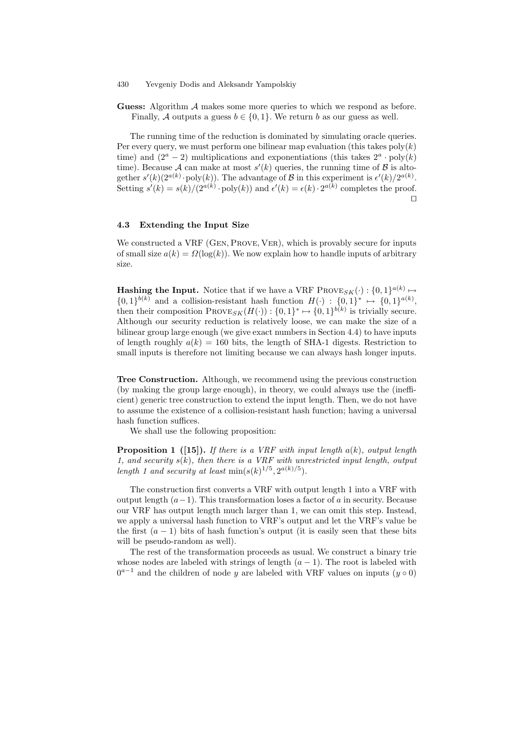**Guess:** Algorithm $\mathcal{A}$ makes some more queries to which we respond as before. Finally, $\mathcal{A}$ outputs a guess $b \in \{0,1\}$. We return $b$ as our guess as well.

The running time of the reduction is dominated by simulating oracle queries. Per every query, we must perform one bilinear map evaluation (this takes $\mathrm{poly}(k)$ time) and $(2^a - 2)$ multiplications and exponentiations (this takes $2^a \cdot \mathrm{poly}(k)$ time). Because $\mathcal{A}$ can make at most $s'(k)$ queries, the running time of $\mathcal{B}$ is altogether $s'(k)(2^{a(k)} \cdot \mathrm{poly}(k))$. The advantage of $\mathcal{B}$ in this experiment is $\epsilon'(k)/2^{a(k)}$. Setting $s'(k) = s(k)/(2^{a(k)} \cdot \mathrm{poly}(k))$ and $\epsilon'(k) = \epsilon(k) \cdot 2^{a(k)}$ completes the proof. □

### 4.3 Extending the Input Size

We constructed a VRF (Gen, Prove, Ver), which is provably secure for inputs of small size $a(k) = \Omega(\log(k))$. We now explain how to handle inputs of arbitrary size.

**Hashing the Input.** Notice that if we have a VRF $\mathrm{Prove}_{SK}(\cdot) : \{0,1\}^{a(k)} \mapsto \{0,1\}^{b(k)}$ and a collision-resistant hash function $H(\cdot) : \{0,1\}^* \mapsto \{0,1\}^{a(k)}$, then their composition $\mathrm{Prove}_{SK}(H(\cdot)) : \{0,1\}^* \mapsto \{0,1\}^{b(k)}$ is trivially secure. Although our security reduction is relatively loose, we can make the size of a bilinear group large enough (we give exact numbers in Section 4.4) to have inputs of length roughly $a(k) = 160$ bits, the length of SHA-1 digests. Restriction to small inputs is therefore not limiting because we can always hash longer inputs.

**Tree Construction.** Although, we recommend using the previous construction (by making the group large enough), in theory, we could always use the (inefficient) generic tree construction to extend the input length. Then, we do not have to assume the existence of a collision-resistant hash function; having a universal hash function suffices.

We shall use the following proposition:

**Proposition 1 ([15]).** *If there is a VRF with input length $a(k)$, output length 1, and security $s(k)$, then there is a VRF with unrestricted input length, output length 1 and security at least $\min(s(k)^{1/5}, 2^{a(k)/5})$.*

The construction first converts a VRF with output length 1 into a VRF with output length $(a-1)$. This transformation loses a factor of $a$ in security. Because our VRF has output length much larger than 1, we can omit this step. Instead, we apply a universal hash function to VRF's output and let the VRF's value be the first $(a-1)$ bits of hash function's output (it is easily seen that these bits will be pseudo-random as well).

The rest of the transformation proceeds as usual. We construct a binary trie whose nodes are labeled with strings of length $(a-1)$. The root is labeled with $0^{a-1}$ and the children of node $y$ are labeled with VRF values on inputs $(y \circ 0)$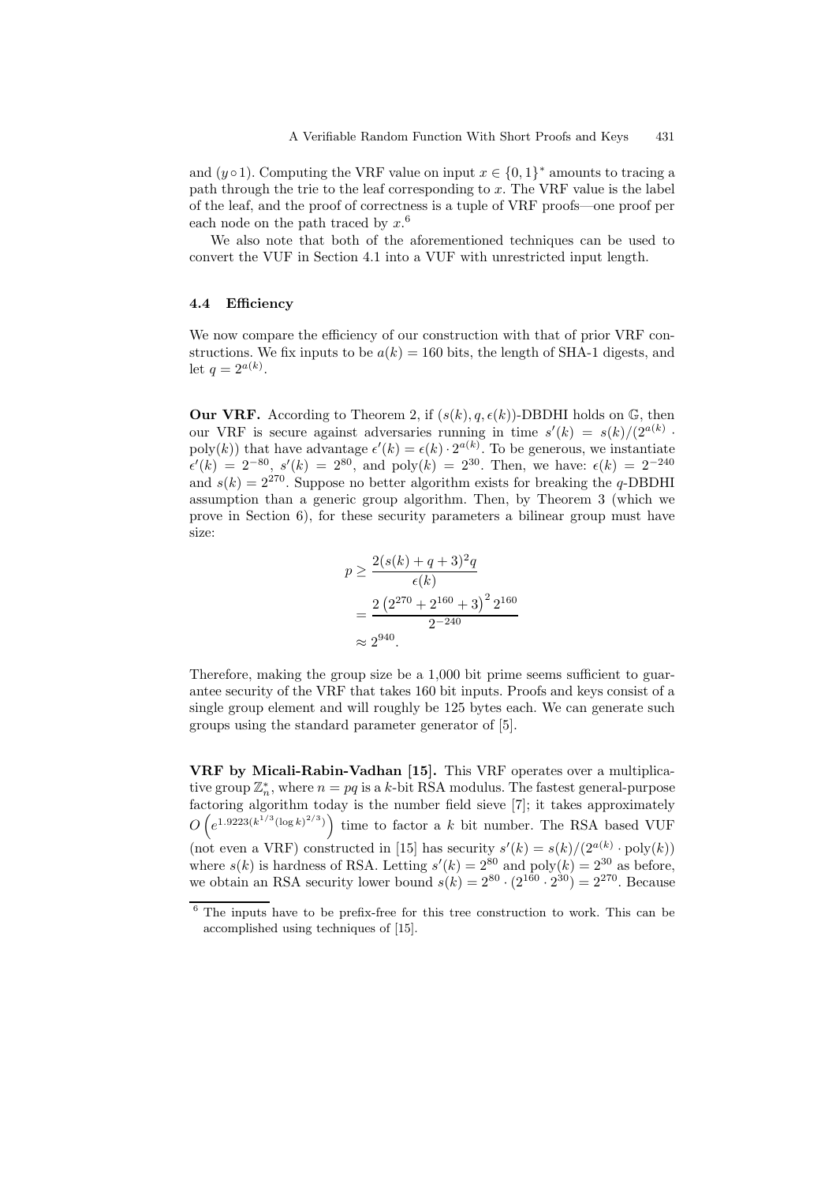and $(y \circ 1)$. Computing the VRF value on input $x \in \{0,1\}^*$ amounts to tracing a path through the trie to the leaf corresponding to $x$. The VRF value is the label of the leaf, and the proof of correctness is a tuple of VRF proofs—one proof per each node on the path traced by $x$.[6]

We also note that both of the aforementioned techniques can be used to convert the VUF in Section 4.1 into a VUF with unrestricted input length.

### 4.4 Efficiency

We now compare the efficiency of our construction with that of prior VRF constructions. We fix inputs to be $a(k) = 160$ bits, the length of SHA-1 digests, and let $q = 2^{a(k)}$.

**Our VRF.** According to Theorem 2, if $(s(k), q, \epsilon(k))$-DBDHI holds on $\mathbb{G}$, then our VRF is secure against adversaries running in time $s'(k) = s(k)/(2^{a(k)} \cdot \text{poly}(k))$ that have advantage $\epsilon'(k) = \epsilon(k) \cdot 2^{a(k)}$. To be generous, we instantiate $\epsilon'(k) = 2^{-80}$, $s'(k) = 2^{80}$, and $\text{poly}(k) = 2^{30}$. Then, we have: $\epsilon(k) = 2^{-240}$ and $s(k) = 2^{270}$. Suppose no better algorithm exists for breaking the $q$-DBDHI assumption than a generic group algorithm. Then, by Theorem 3 (which we prove in Section 6), for these security parameters a bilinear group must have size:

$$
\begin{aligned}
p &\geq \frac{2(s(k) + q + 3)^2 q}{\epsilon(k)} \\
&= \frac{2\left(2^{270} + 2^{160} + 3\right)^2 2^{160}}{2^{-240}} \\
&\approx 2^{940}.
\end{aligned}
$$

Therefore, making the group size be a 1,000 bit prime seems sufficient to guarantee security of the VRF that takes 160 bit inputs. Proofs and keys consist of a single group element and will roughly be 125 bytes each. We can generate such groups using the standard parameter generator of [5].

**VRF by Micali-Rabin-Vadhan [15].** This VRF operates over a multiplicative group $\mathbb{Z}_n^*$, where $n = pq$ is a $k$-bit RSA modulus. The fastest general-purpose factoring algorithm today is the number field sieve [7]; it takes approximately $O\left(e^{1.9223(k^{1/3}(\log k)^{2/3})}\right)$ time to factor a $k$ bit number. The RSA based VUF (not even a VRF) constructed in [15] has security $s'(k) = s(k)/(2^{a(k)} \cdot \text{poly}(k))$ where $s(k)$ is hardness of RSA. Letting $s'(k) = 2^{80}$ and $\text{poly}(k) = 2^{30}$ as before, we obtain an RSA security lower bound $s(k) = 2^{80} \cdot (2^{160} \cdot 2^{30}) = 2^{270}$. Because

[6] The inputs have to be prefix-free for this tree construction to work. This can be accomplished using techniques of [15].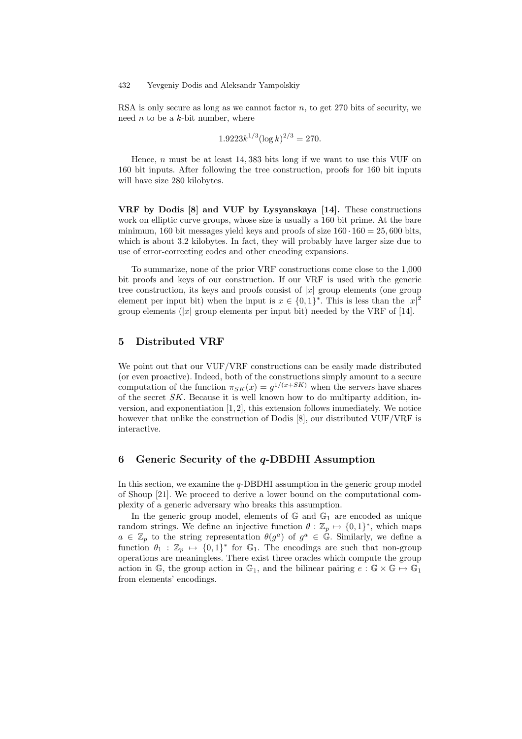RSA is only secure as long as we cannot factor $n$, to get 270 bits of security, we need $n$ to be a $k$-bit number, where

$$1.9223k^{1/3}(\log k)^{2/3} = 270.$$

Hence, $n$ must be at least 14,383 bits long if we want to use this VUF on 160 bit inputs. After following the tree construction, proofs for 160 bit inputs will have size 280 kilobytes.

**VRF by Dodis [8] and VUF by Lysyanskaya [14].** These constructions work on elliptic curve groups, whose size is usually a 160 bit prime. At the bare minimum, 160 bit messages yield keys and proofs of size $160 \cdot 160 = 25,600$ bits, which is about 3.2 kilobytes. In fact, they will probably have larger size due to use of error-correcting codes and other encoding expansions.

To summarize, none of the prior VRF constructions come close to the 1,000 bit proofs and keys of our construction. If our VRF is used with the generic tree construction, its keys and proofs consist of $|x|$ group elements (one group element per input bit) when the input is $x \in \{0,1\}^*$. This is less than the $|x|^2$ group elements ($|x|$ group elements per input bit) needed by the VRF of [14].

## 5 Distributed VRF

We point out that our VUF/VRF constructions can be easily made distributed (or even proactive). Indeed, both of the constructions simply amount to a secure computation of the function $\pi_{SK}(x) = g^{1/(x+SK)}$ when the servers have shares of the secret $SK$. Because it is well known how to do multiparty addition, inversion, and exponentiation [1,2], this extension follows immediately. We notice however that unlike the construction of Dodis [8], our distributed VUF/VRF is interactive.

## 6 Generic Security of the $q$-DBDHI Assumption

In this section, we examine the $q$-DBDHI assumption in the generic group model of Shoup [21]. We proceed to derive a lower bound on the computational complexity of a generic adversary who breaks this assumption.

In the generic group model, elements of $\mathbb{G}$ and $\mathbb{G}_1$ are encoded as unique random strings. We define an injective function $\theta : \mathbb{Z}_p \mapsto \{0,1\}^*$, which maps $a \in \mathbb{Z}_p$ to the string representation $\theta(g^a)$ of $g^a \in \mathbb{G}$. Similarly, we define a function $\theta_1 : \mathbb{Z}_p \mapsto \{0,1\}^*$ for $\mathbb{G}_1$. The encodings are such that non-group operations are meaningless. There exist three oracles which compute the group action in $\mathbb{G}$, the group action in $\mathbb{G}_1$, and the bilinear pairing $e : \mathbb{G} \times \mathbb{G} \mapsto \mathbb{G}_1$ from elements' encodings.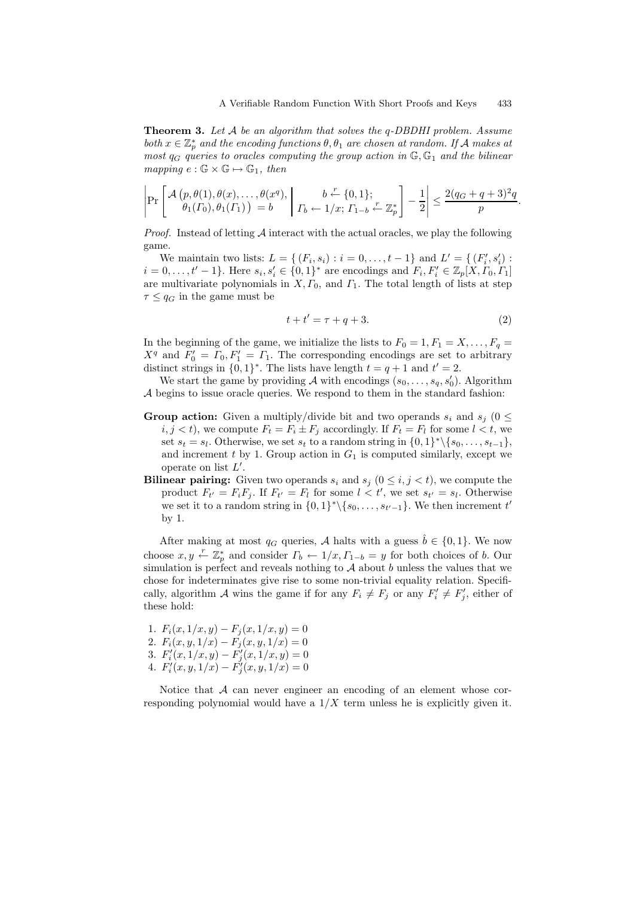**Theorem 3.** *Let $\mathcal{A}$ be an algorithm that solves the q-DBDHI problem. Assume both $x \in \mathbb{Z}_p^*$ and the encoding functions $\theta, \theta_1$ are chosen at random. If $\mathcal{A}$ makes at most $q_G$ queries to oracles computing the group action in $\mathbb{G}, \mathbb{G}_1$ and the bilinear mapping $e : \mathbb{G} \times \mathbb{G} \mapsto \mathbb{G}_1$, then*

$$\left| \Pr\left[ \begin{array}{c} \mathcal{A}\left(p, \theta(1), \theta(x), \ldots, \theta(x^q), \right. \\ \left. \theta_1(\Gamma_0), \theta_1(\Gamma_1)\right) = b \end{array} \middle| \begin{array}{c} b \xleftarrow{r} \{0,1\}; \\ \Gamma_b \leftarrow 1/x;\ \Gamma_{1-b} \xleftarrow{r} \mathbb{Z}_p^* \end{array} \right] - \frac{1}{2} \right| \leq \frac{2(q_G + q + 3)^2 q}{p}.$$

*Proof.* Instead of letting $\mathcal{A}$ interact with the actual oracles, we play the following game.

We maintain two lists: $L = \{ (F_i, s_i) : i = 0, \ldots, t-1 \}$ and $L' = \{ (F'_i, s'_i) : i = 0, \ldots, t'-1 \}$. Here $s_i, s'_i \in \{0,1\}^*$ are encodings and $F_i, F'_i \in \mathbb{Z}_p[X, \Gamma_0, \Gamma_1]$ are multivariate polynomials in $X, \Gamma_0$, and $\Gamma_1$. The total length of lists at step $\tau \leq q_G$ in the game must be

$$t + t' = \tau + q + 3. \tag{2}$$

In the beginning of the game, we initialize the lists to $F_0 = 1, F_1 = X, \ldots, F_q = X^q$ and $F'_0 = \Gamma_0, F'_1 = \Gamma_1$. The corresponding encodings are set to arbitrary distinct strings in $\{0,1\}^*$. The lists have length $t = q+1$ and $t' = 2$.

We start the game by providing $\mathcal{A}$ with encodings $(s_0, \ldots, s_q, s'_0)$. Algorithm $\mathcal{A}$ begins to issue oracle queries. We respond to them in the standard fashion:

**Group action:** Given a multiply/divide bit and two operands $s_i$ and $s_j$ ($0 \leq i, j < t$), we compute $F_t = F_i \pm F_j$ accordingly. If $F_t = F_l$ for some $l < t$, we set $s_t = s_l$. Otherwise, we set $s_t$ to a random string in $\{0,1\}^* \backslash \{s_0, \ldots, s_{t-1}\}$, and increment $t$ by 1. Group action in $G_1$ is computed similarly, except we operate on list $L'$.

**Bilinear pairing:** Given two operands $s_i$ and $s_j$ ($0 \leq i, j < t$), we compute the product $F_{t'} = F_i F_j$. If $F_{t'} = F_l$ for some $l < t'$, we set $s_{t'} = s_l$. Otherwise we set it to a random string in $\{0,1\}^* \backslash \{s_0, \ldots, s_{t'-1}\}$. We then increment $t'$ by 1.

After making at most $q_G$ queries, $\mathcal{A}$ halts with a guess $\hat{b} \in \{0,1\}$. We now choose $x, y \xleftarrow{r} \mathbb{Z}_p^*$ and consider $\Gamma_b \leftarrow 1/x, \Gamma_{1-b} = y$ for both choices of $b$. Our simulation is perfect and reveals nothing to $\mathcal{A}$ about $b$ unless the values that we chose for indeterminates give rise to some non-trivial equality relation. Specifically, algorithm $\mathcal{A}$ wins the game if for any $F_i \neq F_j$ or any $F'_i \neq F'_j$, either of these hold:

1. $F_i(x, 1/x, y) - F_j(x, 1/x, y) = 0$
2. $F_i(x, y, 1/x) - F_j(x, y, 1/x) = 0$
3. $F'_i(x, 1/x, y) - F'_j(x, 1/x, y) = 0$
4. $F'_i(x, y, 1/x) - F'_j(x, y, 1/x) = 0$

Notice that $\mathcal{A}$ can never engineer an encoding of an element whose corresponding polynomial would have a $1/X$ term unless he is explicitly given it.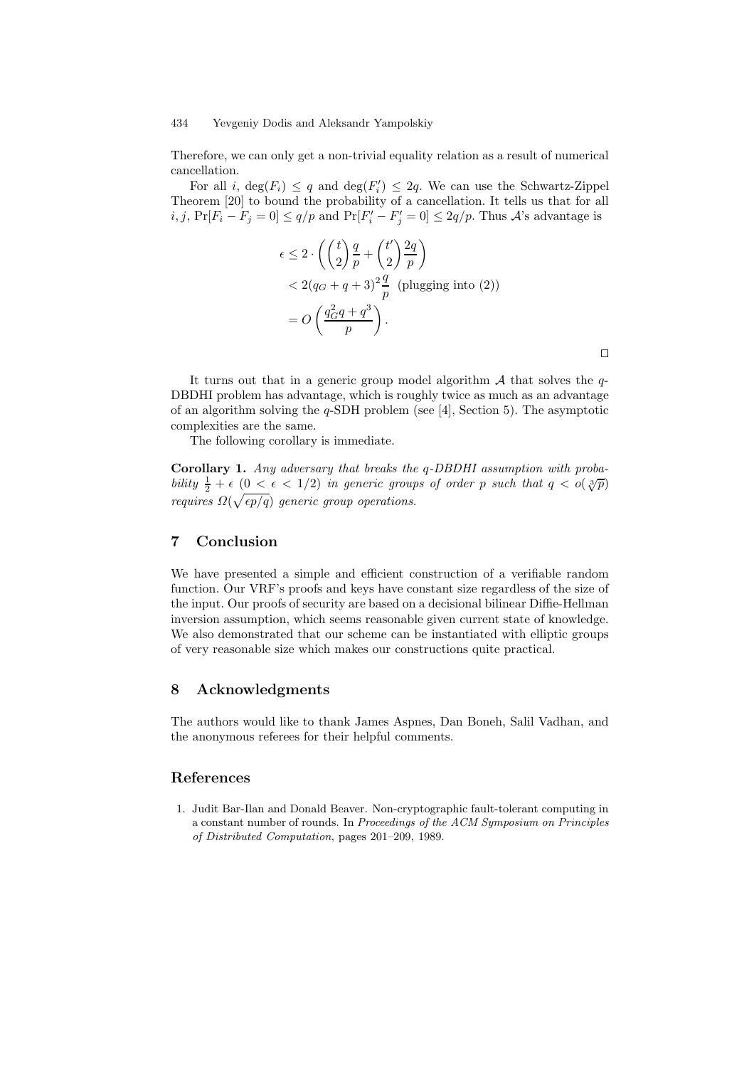Therefore, we can only get a non-trivial equality relation as a result of numerical cancellation.

For all $i$, $\deg(F_i) \leq q$ and $\deg(F'_i) \leq 2q$. We can use the Schwartz-Zippel Theorem [20] to bound the probability of a cancellation. It tells us that for all $i, j$, $\Pr[F_i - F_j = 0] \leq q/p$ and $\Pr[F'_i - F'_j = 0] \leq 2q/p$. Thus $\mathcal{A}$'s advantage is

$$
\begin{aligned}
\epsilon &\leq 2 \cdot \left( \binom{t}{2} \frac{q}{p} + \binom{t'}{2} \frac{2q}{p} \right) \\
&< 2(q_G + q + 3)^2 \frac{q}{p} \quad \text{(plugging into (2))} \\
&= O\left( \frac{q_G^2 q + q^3}{p} \right).
\end{aligned}
$$

□

It turns out that in a generic group model algorithm $\mathcal{A}$ that solves the $q$-DBDHI problem has advantage, which is roughly twice as much as an advantage of an algorithm solving the $q$-SDH problem (see [4], Section 5). The asymptotic complexities are the same.

The following corollary is immediate.

**Corollary 1.** *Any adversary that breaks the $q$-DBDHI assumption with probability $\frac{1}{2} + \epsilon$ ($0 < \epsilon < 1/2$) in generic groups of order $p$ such that $q < o(\sqrt[3]{p})$ requires $\Omega(\sqrt{\epsilon p/q})$ generic group operations.*

## 7 Conclusion

We have presented a simple and efficient construction of a verifiable random function. Our VRF's proofs and keys have constant size regardless of the size of the input. Our proofs of security are based on a decisional bilinear Diffie-Hellman inversion assumption, which seems reasonable given current state of knowledge. We also demonstrated that our scheme can be instantiated with elliptic groups of very reasonable size which makes our constructions quite practical.

## 8 Acknowledgments

The authors would like to thank James Aspnes, Dan Boneh, Salil Vadhan, and the anonymous referees for their helpful comments.

## References

1. Judit Bar-Ilan and Donald Beaver. Non-cryptographic fault-tolerant computing in a constant number of rounds. In *Proceedings of the ACM Symposium on Principles of Distributed Computation*, pages 201–209, 1989.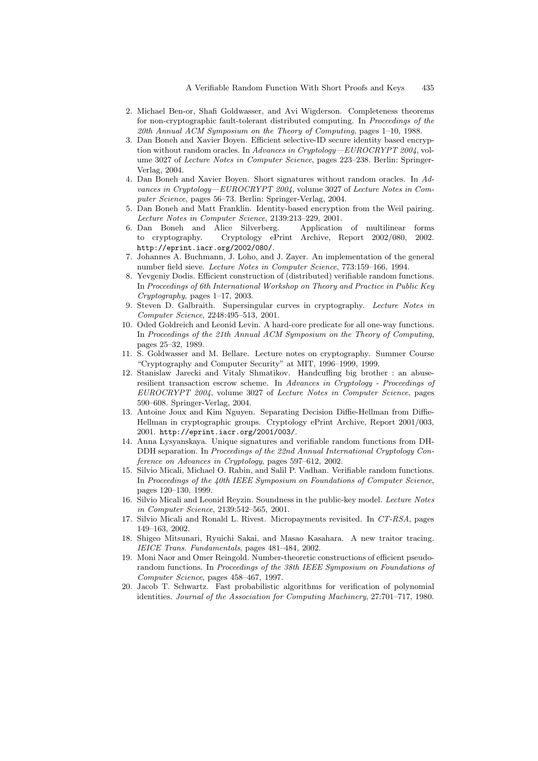2. Michael Ben-or, Shafi Goldwasser, and Avi Wigderson. Completeness theorems for non-cryptographic fault-tolerant distributed computing. In *Proceedings of the 20th Annual ACM Symposium on the Theory of Computing*, pages 1–10, 1988.
3. Dan Boneh and Xavier Boyen. Efficient selective-ID secure identity based encryption without random oracles. In *Advances in Cryptology—EUROCRYPT 2004*, volume 3027 of *Lecture Notes in Computer Science*, pages 223–238. Berlin: Springer-Verlag, 2004.
4. Dan Boneh and Xavier Boyen. Short signatures without random oracles. In *Advances in Cryptology—EUROCRYPT 2004*, volume 3027 of *Lecture Notes in Computer Science*, pages 56–73. Berlin: Springer-Verlag, 2004.
5. Dan Boneh and Matt Franklin. Identity-based encryption from the Weil pairing. *Lecture Notes in Computer Science*, 2139:213–229, 2001.
6. Dan Boneh and Alice Silverberg. Application of multilinear forms to cryptography. Cryptology ePrint Archive, Report 2002/080, 2002. `http://eprint.iacr.org/2002/080/`.
7. Johannes A. Buchmann, J. Loho, and J. Zayer. An implementation of the general number field sieve. *Lecture Notes in Computer Science*, 773:159–166, 1994.
8. Yevgeniy Dodis. Efficient construction of (distributed) verifiable random functions. In *Proceedings of 6th International Workshop on Theory and Practice in Public Key Cryptography*, pages 1–17, 2003.
9. Steven D. Galbraith. Supersingular curves in cryptography. *Lecture Notes in Computer Science*, 2248:495–513, 2001.
10. Oded Goldreich and Leonid Levin. A hard-core predicate for all one-way functions. In *Proceedings of the 21th Annual ACM Symposium on the Theory of Computing*, pages 25–32, 1989.
11. S. Goldwasser and M. Bellare. Lecture notes on cryptography. Summer Course "Cryptography and Computer Security" at MIT, 1996–1999, 1999.
12. Stanislaw Jarecki and Vitaly Shmatikov. Handcuffing big brother : an abuse-resilient transaction escrow scheme. In *Advances in Cryptology - Proceedings of EUROCRYPT 2004*, volume 3027 of *Lecture Notes in Computer Science*, pages 590–608. Springer-Verlag, 2004.
13. Antoine Joux and Kim Nguyen. Separating Decision Diffie-Hellman from Diffie-Hellman in cryptographic groups. Cryptology ePrint Archive, Report 2001/003, 2001. `http://eprint.iacr.org/2001/003/`.
14. Anna Lysyanskaya. Unique signatures and verifiable random functions from DH-DDH separation. In *Proceedings of the 22nd Annual International Cryptology Conference on Advances in Cryptology*, pages 597–612, 2002.
15. Silvio Micali, Michael O. Rabin, and Salil P. Vadhan. Verifiable random functions. In *Proceedings of the 40th IEEE Symposium on Foundations of Computer Science*, pages 120–130, 1999.
16. Silvio Micali and Leonid Reyzin. Soundness in the public-key model. *Lecture Notes in Computer Science*, 2139:542–565, 2001.
17. Silvio Micali and Ronald L. Rivest. Micropayments revisited. In *CT-RSA*, pages 149–163, 2002.
18. Shigeo Mitsunari, Ryuichi Sakai, and Masao Kasahara. A new traitor tracing. *IEICE Trans. Fundamentals*, pages 481–484, 2002.
19. Moni Naor and Omer Reingold. Number-theoretic constructions of efficient pseudo-random functions. In *Proceedings of the 38th IEEE Symposium on Foundations of Computer Science*, pages 458–467, 1997.
20. Jacob T. Schwartz. Fast probabilistic algorithms for verification of polynomial identities. *Journal of the Association for Computing Machinery*, 27:701–717, 1980.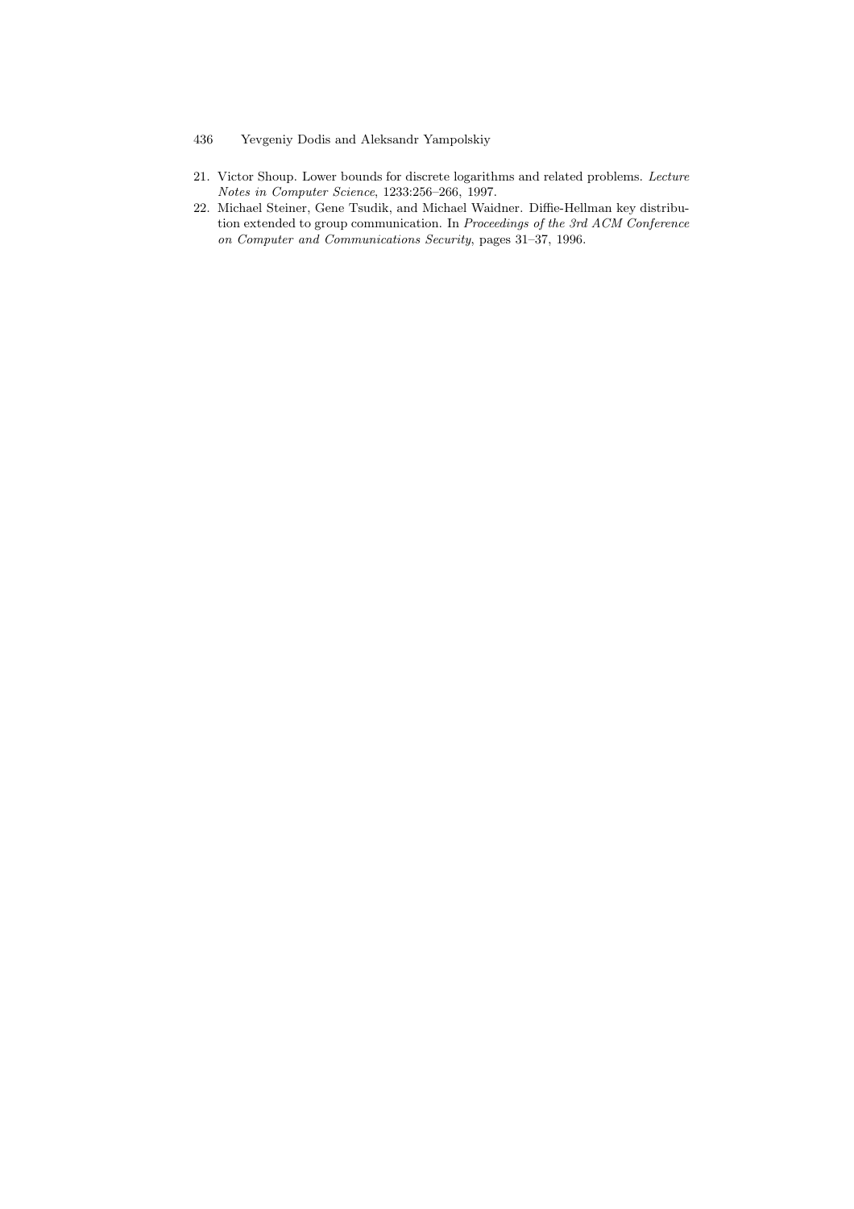21. Victor Shoup. Lower bounds for discrete logarithms and related problems. *Lecture Notes in Computer Science*, 1233:256–266, 1997.
22. Michael Steiner, Gene Tsudik, and Michael Waidner. Diffie-Hellman key distribution extended to group communication. In *Proceedings of the 3rd ACM Conference on Computer and Communications Security*, pages 31–37, 1996.